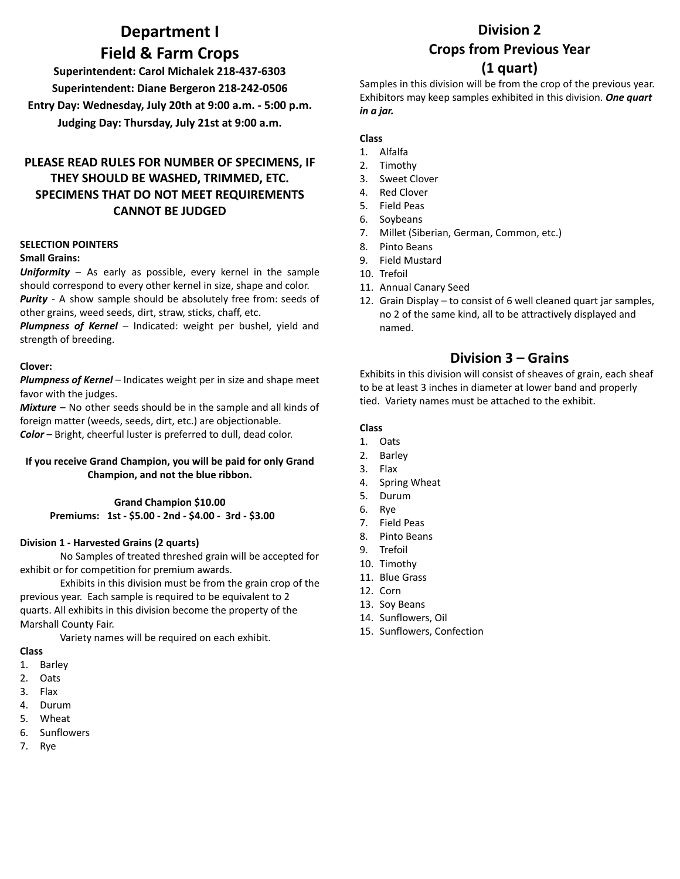# Department I
# Field & Farm Crops

**Superintendent: Carol Michalek 218-437-6303**

**Superintendent: Diane Bergeron 218-242-0506**

**Entry Day: Wednesday, July 20th at 9:00 a.m. - 5:00 p.m.**

**Judging Day: Thursday, July 21st at 9:00 a.m.**

**PLEASE READ RULES FOR NUMBER OF SPECIMENS, IF THEY SHOULD BE WASHED, TRIMMED, ETC. SPECIMENS THAT DO NOT MEET REQUIREMENTS CANNOT BE JUDGED**

**SELECTION POINTERS**

**Small Grains:**

***Uniformity*** – As early as possible, every kernel in the sample should correspond to every other kernel in size, shape and color.

***Purity*** - A show sample should be absolutely free from: seeds of other grains, weed seeds, dirt, straw, sticks, chaff, etc.

***Plumpness of Kernel*** – Indicated: weight per bushel, yield and strength of breeding.

**Clover:**

***Plumpness of Kernel*** – Indicates weight per in size and shape meet favor with the judges.

***Mixture*** – No other seeds should be in the sample and all kinds of foreign matter (weeds, seeds, dirt, etc.) are objectionable.

***Color*** – Bright, cheerful luster is preferred to dull, dead color.

**If you receive Grand Champion, you will be paid for only Grand Champion, and not the blue ribbon.**

**Grand Champion $10.00**

**Premiums: 1st - $5.00 - 2nd - $4.00 - 3rd - $3.00**

**Division 1 - Harvested Grains (2 quarts)**

No Samples of treated threshed grain will be accepted for exhibit or for competition for premium awards.

Exhibits in this division must be from the grain crop of the previous year. Each sample is required to be equivalent to 2 quarts. All exhibits in this division become the property of the Marshall County Fair.

Variety names will be required on each exhibit.

**Class**

1. Barley
2. Oats
3. Flax
4. Durum
5. Wheat
6. Sunflowers
7. Rye

## Division 2
## Crops from Previous Year
## (1 quart)

Samples in this division will be from the crop of the previous year. Exhibitors may keep samples exhibited in this division. ***One quart in a jar.***

**Class**

1. Alfalfa
2. Timothy
3. Sweet Clover
4. Red Clover
5. Field Peas
6. Soybeans
7. Millet (Siberian, German, Common, etc.)
8. Pinto Beans
9. Field Mustard
10. Trefoil
11. Annual Canary Seed
12. Grain Display – to consist of 6 well cleaned quart jar samples, no 2 of the same kind, all to be attractively displayed and named.

## Division 3 – Grains

Exhibits in this division will consist of sheaves of grain, each sheaf to be at least 3 inches in diameter at lower band and properly tied. Variety names must be attached to the exhibit.

**Class**

1. Oats
2. Barley
3. Flax
4. Spring Wheat
5. Durum
6. Rye
7. Field Peas
8. Pinto Beans
9. Trefoil
10. Timothy
11. Blue Grass
12. Corn
13. Soy Beans
14. Sunflowers, Oil
15. Sunflowers, Confection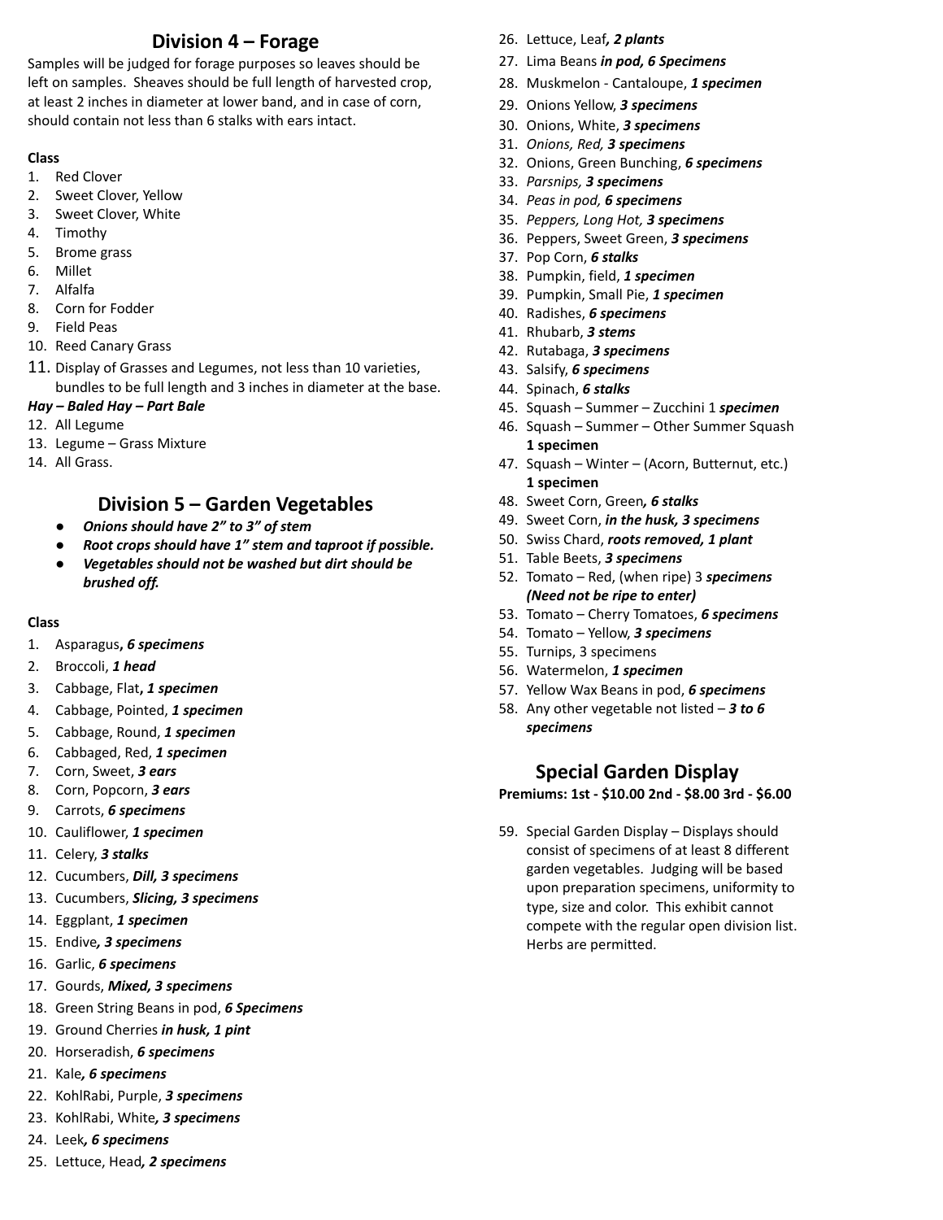## Division 4 – Forage

Samples will be judged for forage purposes so leaves should be left on samples. Sheaves should be full length of harvested crop, at least 2 inches in diameter at lower band, and in case of corn, should contain not less than 6 stalks with ears intact.

**Class**

1. Red Clover
2. Sweet Clover, Yellow
3. Sweet Clover, White
4. Timothy
5. Brome grass
6. Millet
7. Alfalfa
8. Corn for Fodder
9. Field Peas
10. Reed Canary Grass
11. Display of Grasses and Legumes, not less than 10 varieties, bundles to be full length and 3 inches in diameter at the base.

***Hay – Baled Hay – Part Bale***

12. All Legume
13. Legume – Grass Mixture
14. All Grass.

## Division 5 – Garden Vegetables

- ***Onions should have 2" to 3" of stem***
- ***Root crops should have 1" stem and taproot if possible.***
- ***Vegetables should not be washed but dirt should be brushed off.***

**Class**

1. Asparagus***, 6 specimens***
2. Broccoli, ***1 head***
3. Cabbage, Flat***, 1 specimen***
4. Cabbage, Pointed, ***1 specimen***
5. Cabbage, Round, ***1 specimen***
6. Cabbaged, Red, ***1 specimen***
7. Corn, Sweet, ***3 ears***
8. Corn, Popcorn, ***3 ears***
9. Carrots, ***6 specimens***
10. Cauliflower, ***1 specimen***
11. Celery, ***3 stalks***
12. Cucumbers, ***Dill, 3 specimens***
13. Cucumbers, ***Slicing, 3 specimens***
14. Eggplant, ***1 specimen***
15. Endive***, 3 specimens***
16. Garlic, ***6 specimens***
17. Gourds, ***Mixed, 3 specimens***
18. Green String Beans in pod, ***6 Specimens***
19. Ground Cherries ***in husk, 1 pint***
20. Horseradish, ***6 specimens***
21. Kale***, 6 specimens***
22. KohlRabi, Purple, ***3 specimens***
23. KohlRabi, White***, 3 specimens***
24. Leek***, 6 specimens***
25. Lettuce, Head***, 2 specimens***
26. Lettuce, Leaf***, 2 plants***
27. Lima Beans ***in pod, 6 Specimens***
28. Muskmelon - Cantaloupe, ***1 specimen***
29. Onions Yellow, ***3 specimens***
30. Onions, White, ***3 specimens***
31. *Onions, Red,* ***3 specimens***
32. Onions, Green Bunching, ***6 specimens***
33. *Parsnips,* ***3 specimens***
34. *Peas in pod,* ***6 specimens***
35. *Peppers, Long Hot,* ***3 specimens***
36. Peppers, Sweet Green, ***3 specimens***
37. Pop Corn, ***6 stalks***
38. Pumpkin, field, ***1 specimen***
39. Pumpkin, Small Pie, ***1 specimen***
40. Radishes, ***6 specimens***
41. Rhubarb, ***3 stems***
42. Rutabaga, ***3 specimens***
43. Salsify, ***6 specimens***
44. Spinach, ***6 stalks***
45. Squash – Summer – Zucchini 1 ***specimen***
46. Squash – Summer – Other Summer Squash **1 specimen**
47. Squash – Winter – (Acorn, Butternut, etc.) **1 specimen**
48. Sweet Corn, Green***, 6 stalks***
49. Sweet Corn, ***in the husk, 3 specimens***
50. Swiss Chard, ***roots removed, 1 plant***
51. Table Beets, ***3 specimens***
52. Tomato – Red, (when ripe) 3 ***specimens (Need not be ripe to enter)***
53. Tomato – Cherry Tomatoes, ***6 specimens***
54. Tomato – Yellow, ***3 specimens***
55. Turnips, 3 specimens
56. Watermelon, ***1 specimen***
57. Yellow Wax Beans in pod, ***6 specimens***
58. Any other vegetable not listed – ***3 to 6 specimens***

## Special Garden Display

**Premiums: 1st - $10.00 2nd - $8.00 3rd - $6.00**

59. Special Garden Display – Displays should consist of specimens of at least 8 different garden vegetables. Judging will be based upon preparation specimens, uniformity to type, size and color. This exhibit cannot compete with the regular open division list. Herbs are permitted.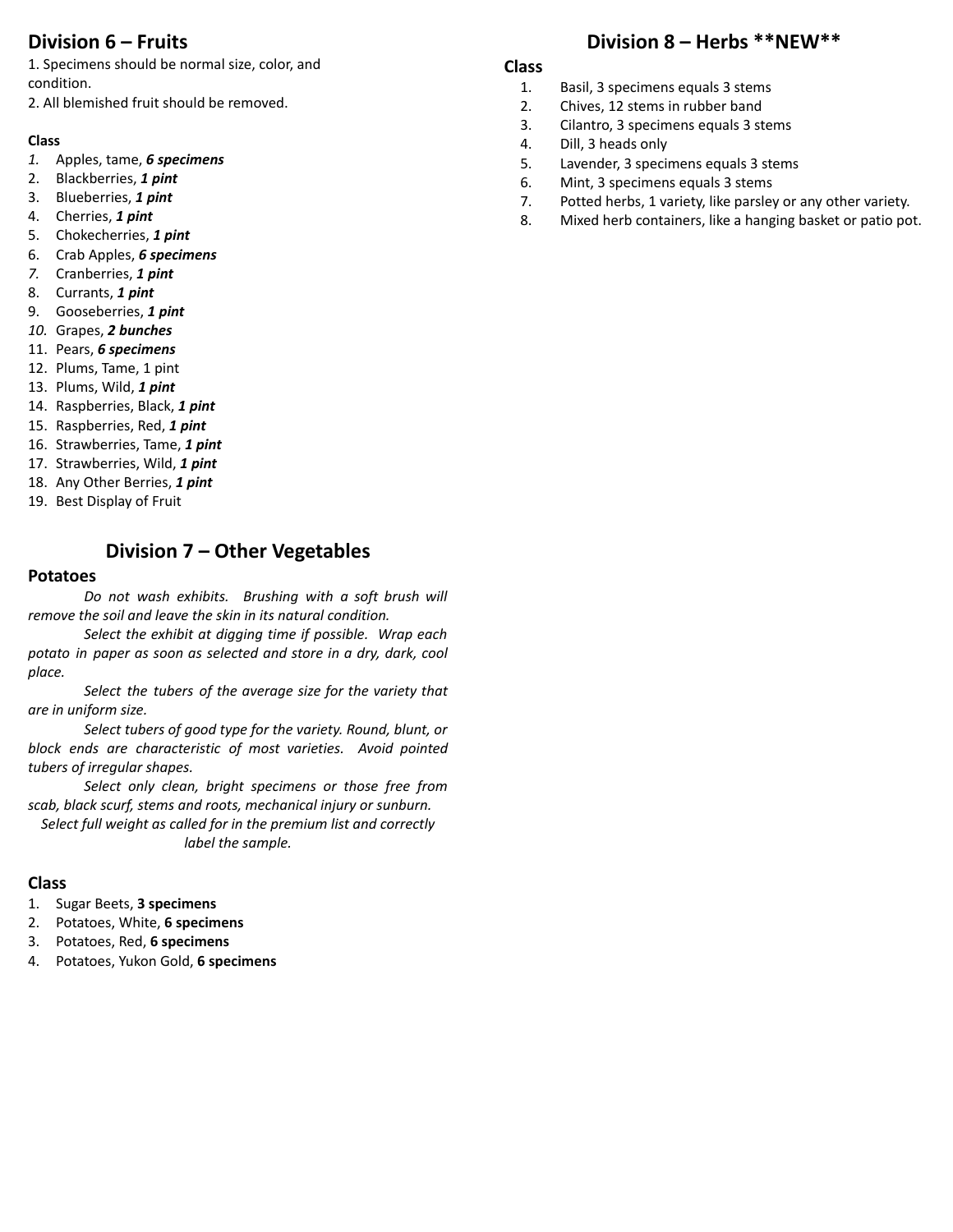## Division 6 – Fruits

1. Specimens should be normal size, color, and condition.
2. All blemished fruit should be removed.

**Class**

1. Apples, tame, ***6 specimens***
2. Blackberries, ***1 pint***
3. Blueberries, ***1 pint***
4. Cherries, ***1 pint***
5. Chokecherries, ***1 pint***
6. Crab Apples, ***6 specimens***
7. Cranberries, ***1 pint***
8. Currants, ***1 pint***
9. Gooseberries, ***1 pint***
10. Grapes, ***2 bunches***
11. Pears, ***6 specimens***
12. Plums, Tame, 1 pint
13. Plums, Wild, ***1 pint***
14. Raspberries, Black, ***1 pint***
15. Raspberries, Red, ***1 pint***
16. Strawberries, Tame, ***1 pint***
17. Strawberries, Wild, ***1 pint***
18. Any Other Berries, ***1 pint***
19. Best Display of Fruit

## Division 7 – Other Vegetables

### Potatoes

*Do not wash exhibits. Brushing with a soft brush will remove the soil and leave the skin in its natural condition.*

*Select the exhibit at digging time if possible. Wrap each potato in paper as soon as selected and store in a dry, dark, cool place.*

*Select the tubers of the average size for the variety that are in uniform size.*

*Select tubers of good type for the variety. Round, blunt, or block ends are characteristic of most varieties. Avoid pointed tubers of irregular shapes.*

*Select only clean, bright specimens or those free from scab, black scurf, stems and roots, mechanical injury or sunburn.*

*Select full weight as called for in the premium list and correctly label the sample.*

### Class

1. Sugar Beets, **3 specimens**
2. Potatoes, White, **6 specimens**
3. Potatoes, Red, **6 specimens**
4. Potatoes, Yukon Gold, **6 specimens**

## Division 8 – Herbs **NEW**

### Class

1. Basil, 3 specimens equals 3 stems
2. Chives, 12 stems in rubber band
3. Cilantro, 3 specimens equals 3 stems
4. Dill, 3 heads only
5. Lavender, 3 specimens equals 3 stems
6. Mint, 3 specimens equals 3 stems
7. Potted herbs, 1 variety, like parsley or any other variety.
8. Mixed herb containers, like a hanging basket or patio pot.